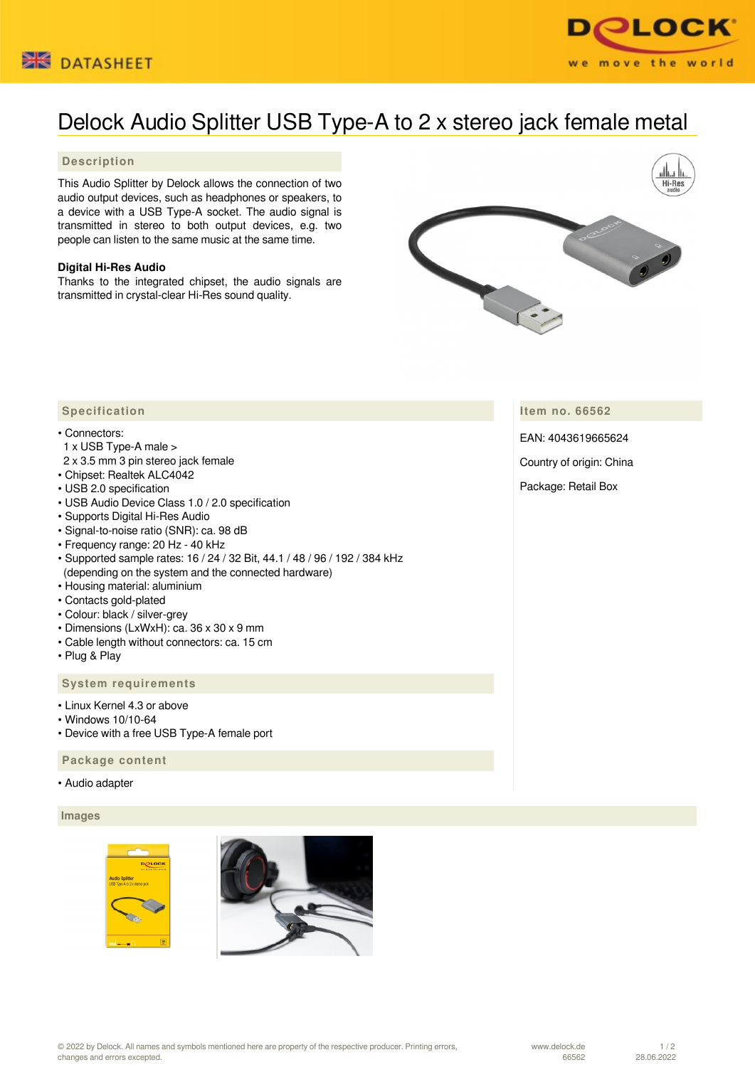# Delock Audio Splitter USB Type-A to 2 x stereo jack female metal

## Description

This Audio Splitter by Delock allows the connection of two audio output devices, such as headphones or speakers, to a device with a USB Type-A socket. The audio signal is transmitted in stereo to both output devices, e.g. two people can listen to the same music at the same time.

**Digital Hi-Res Audio**
Thanks to the integrated chipset, the audio signals are transmitted in crystal-clear Hi-Res sound quality.

## Specification

- Connectors:
  1 x USB Type-A male >
  2 x 3.5 mm 3 pin stereo jack female
- Chipset: Realtek ALC4042
- USB 2.0 specification
- USB Audio Device Class 1.0 / 2.0 specification
- Supports Digital Hi-Res Audio
- Signal-to-noise ratio (SNR): ca. 98 dB
- Frequency range: 20 Hz - 40 kHz
- Supported sample rates: 16 / 24 / 32 Bit, 44.1 / 48 / 96 / 192 / 384 kHz
  (depending on the system and the connected hardware)
- Housing material: aluminium
- Contacts gold-plated
- Colour: black / silver-grey
- Dimensions (LxWxH): ca. 36 x 30 x 9 mm
- Cable length without connectors: ca. 15 cm
- Plug & Play

## System requirements

- Linux Kernel 4.3 or above
- Windows 10/10-64
- Device with a free USB Type-A female port

## Package content

- Audio adapter

## Item no. 66562

EAN: 4043619665624

Country of origin: China

Package: Retail Box

## Images

© 2022 by Delock. All names and symbols mentioned here are property of the respective producer. Printing errors, changes and errors excepted.

www.delock.de 66562 28.06.2022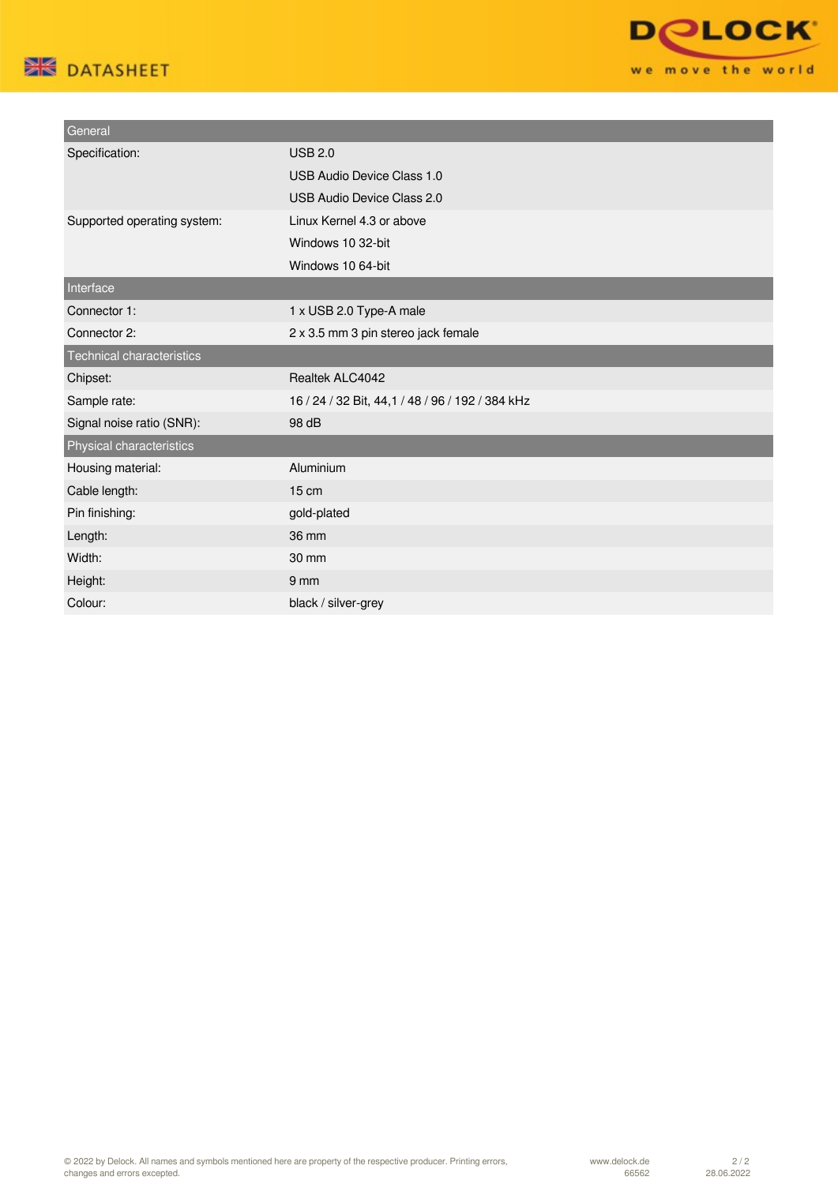| | |
|---|---|
| **General** | |
| Specification: | USB 2.0<br>USB Audio Device Class 1.0<br>USB Audio Device Class 2.0 |
| Supported operating system: | Linux Kernel 4.3 or above<br>Windows 10 32-bit<br>Windows 10 64-bit |
| **Interface** | |
| Connector 1: | 1 x USB 2.0 Type-A male |
| Connector 2: | 2 x 3.5 mm 3 pin stereo jack female |
| **Technical characteristics** | |
| Chipset: | Realtek ALC4042 |
| Sample rate: | 16 / 24 / 32 Bit, 44,1 / 48 / 96 / 192 / 384 kHz |
| Signal noise ratio (SNR): | 98 dB |
| **Physical characteristics** | |
| Housing material: | Aluminium |
| Cable length: | 15 cm |
| Pin finishing: | gold-plated |
| Length: | 36 mm |
| Width: | 30 mm |
| Height: | 9 mm |
| Colour: | black / silver-grey |

© 2022 by Delock. All names and symbols mentioned here are property of the respective producer. Printing errors, changes and errors excepted.

www.delock.de
66562
28.06.2022